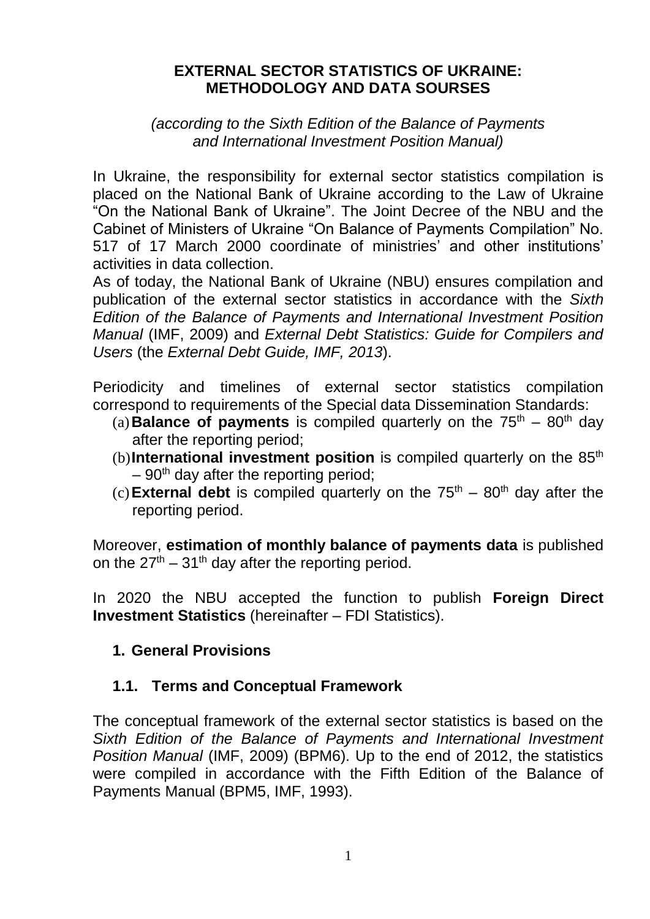# EXTERNAL SECTOR STATISTICS OF UKRAINE: METHODOLOGY AND DATA SOURSES

*(according to the Sixth Edition of the Balance of Payments and International Investment Position Manual)*

In Ukraine, the responsibility for external sector statistics compilation is placed on the National Bank of Ukraine according to the Law of Ukraine "On the National Bank of Ukraine". The Joint Decree of the NBU and the Cabinet of Ministers of Ukraine "On Balance of Payments Compilation" No. 517 of 17 March 2000 coordinate of ministries' and other institutions' activities in data collection.

As of today, the National Bank of Ukraine (NBU) ensures compilation and publication of the external sector statistics in accordance with the *Sixth Edition of the Balance of Payments and International Investment Position Manual* (IMF, 2009) and *External Debt Statistics: Guide for Compilers and Users* (the *External Debt Guide, IMF, 2013*).

Periodicity and timelines of external sector statistics compilation correspond to requirements of the Special data Dissemination Standards:

(a) **Balance of payments** is compiled quarterly on the 75th – 80th day after the reporting period;

(b) **International investment position** is compiled quarterly on the 85th – 90th day after the reporting period;

(c) **External debt** is compiled quarterly on the 75th – 80th day after the reporting period.

Moreover, **estimation of monthly balance of payments data** is published on the 27th – 31th day after the reporting period.

In 2020 the NBU accepted the function to publish **Foreign Direct Investment Statistics** (hereinafter – FDI Statistics).

## 1. General Provisions

### 1.1. Terms and Conceptual Framework

The conceptual framework of the external sector statistics is based on the *Sixth Edition of the Balance of Payments and International Investment Position Manual* (IMF, 2009) (BPM6). Up to the end of 2012, the statistics were compiled in accordance with the Fifth Edition of the Balance of Payments Manual (BPM5, IMF, 1993).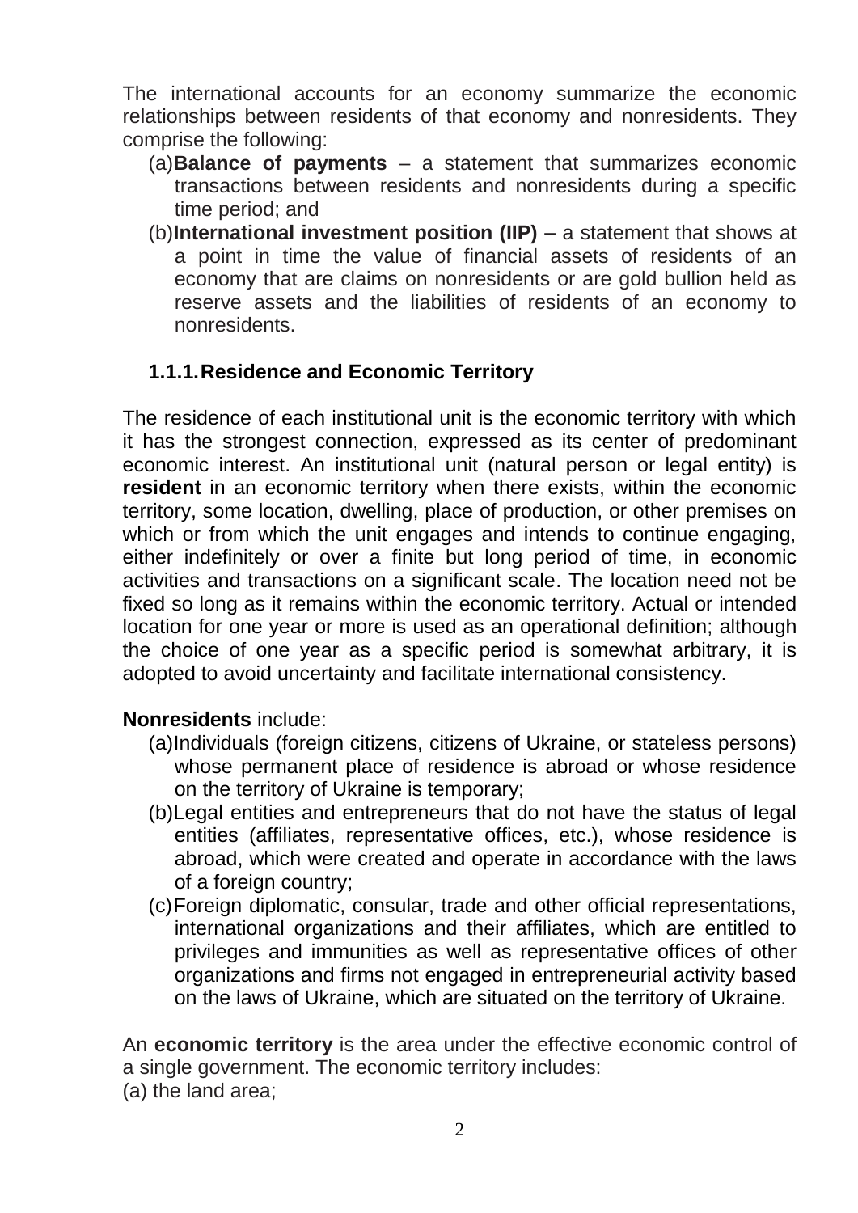The international accounts for an economy summarize the economic relationships between residents of that economy and nonresidents. They comprise the following:

(a) **Balance of payments** – a statement that summarizes economic transactions between residents and nonresidents during a specific time period; and

(b) **International investment position (IIP) –** a statement that shows at a point in time the value of financial assets of residents of an economy that are claims on nonresidents or are gold bullion held as reserve assets and the liabilities of residents of an economy to nonresidents.

### 1.1.1. Residence and Economic Territory

The residence of each institutional unit is the economic territory with which it has the strongest connection, expressed as its center of predominant economic interest. An institutional unit (natural person or legal entity) is **resident** in an economic territory when there exists, within the economic territory, some location, dwelling, place of production, or other premises on which or from which the unit engages and intends to continue engaging, either indefinitely or over a finite but long period of time, in economic activities and transactions on a significant scale. The location need not be fixed so long as it remains within the economic territory. Actual or intended location for one year or more is used as an operational definition; although the choice of one year as a specific period is somewhat arbitrary, it is adopted to avoid uncertainty and facilitate international consistency.

**Nonresidents** include:

(a) Individuals (foreign citizens, citizens of Ukraine, or stateless persons) whose permanent place of residence is abroad or whose residence on the territory of Ukraine is temporary;

(b) Legal entities and entrepreneurs that do not have the status of legal entities (affiliates, representative offices, etc.), whose residence is abroad, which were created and operate in accordance with the laws of a foreign country;

(c) Foreign diplomatic, consular, trade and other official representations, international organizations and their affiliates, which are entitled to privileges and immunities as well as representative offices of other organizations and firms not engaged in entrepreneurial activity based on the laws of Ukraine, which are situated on the territory of Ukraine.

An **economic territory** is the area under the effective economic control of a single government. The economic territory includes:

(a) the land area;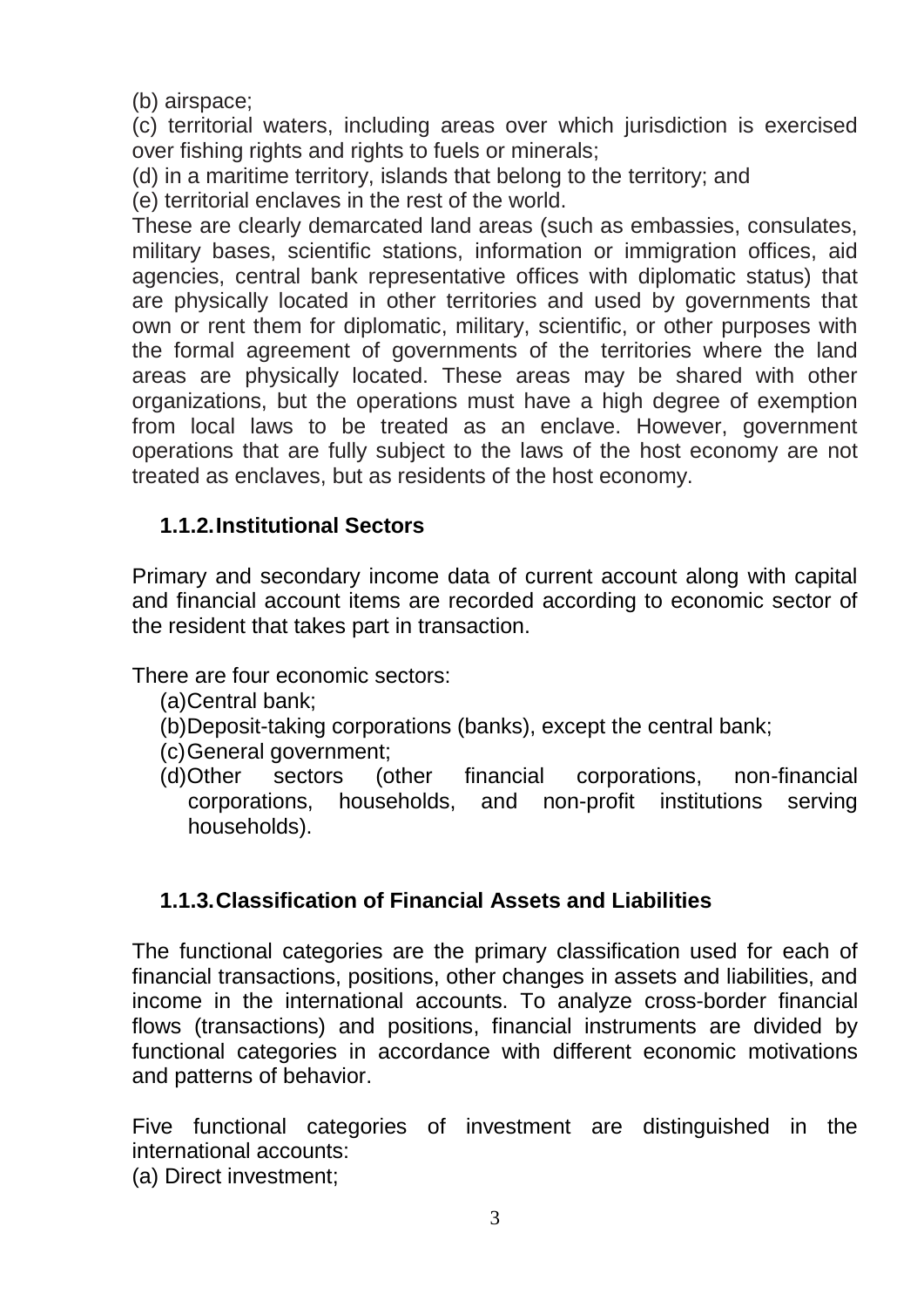(b) airspace;

(c) territorial waters, including areas over which jurisdiction is exercised over fishing rights and rights to fuels or minerals;

(d) in a maritime territory, islands that belong to the territory; and

(e) territorial enclaves in the rest of the world.

These are clearly demarcated land areas (such as embassies, consulates, military bases, scientific stations, information or immigration offices, aid agencies, central bank representative offices with diplomatic status) that are physically located in other territories and used by governments that own or rent them for diplomatic, military, scientific, or other purposes with the formal agreement of governments of the territories where the land areas are physically located. These areas may be shared with other organizations, but the operations must have a high degree of exemption from local laws to be treated as an enclave. However, government operations that are fully subject to the laws of the host economy are not treated as enclaves, but as residents of the host economy.

### 1.1.2. Institutional Sectors

Primary and secondary income data of current account along with capital and financial account items are recorded according to economic sector of the resident that takes part in transaction.

There are four economic sectors:

(a) Central bank;
(b) Deposit-taking corporations (banks), except the central bank;
(c) General government;
(d) Other sectors (other financial corporations, non-financial corporations, households, and non-profit institutions serving households).

### 1.1.3. Classification of Financial Assets and Liabilities

The functional categories are the primary classification used for each of financial transactions, positions, other changes in assets and liabilities, and income in the international accounts. To analyze cross-border financial flows (transactions) and positions, financial instruments are divided by functional categories in accordance with different economic motivations and patterns of behavior.

Five functional categories of investment are distinguished in the international accounts:

(a) Direct investment;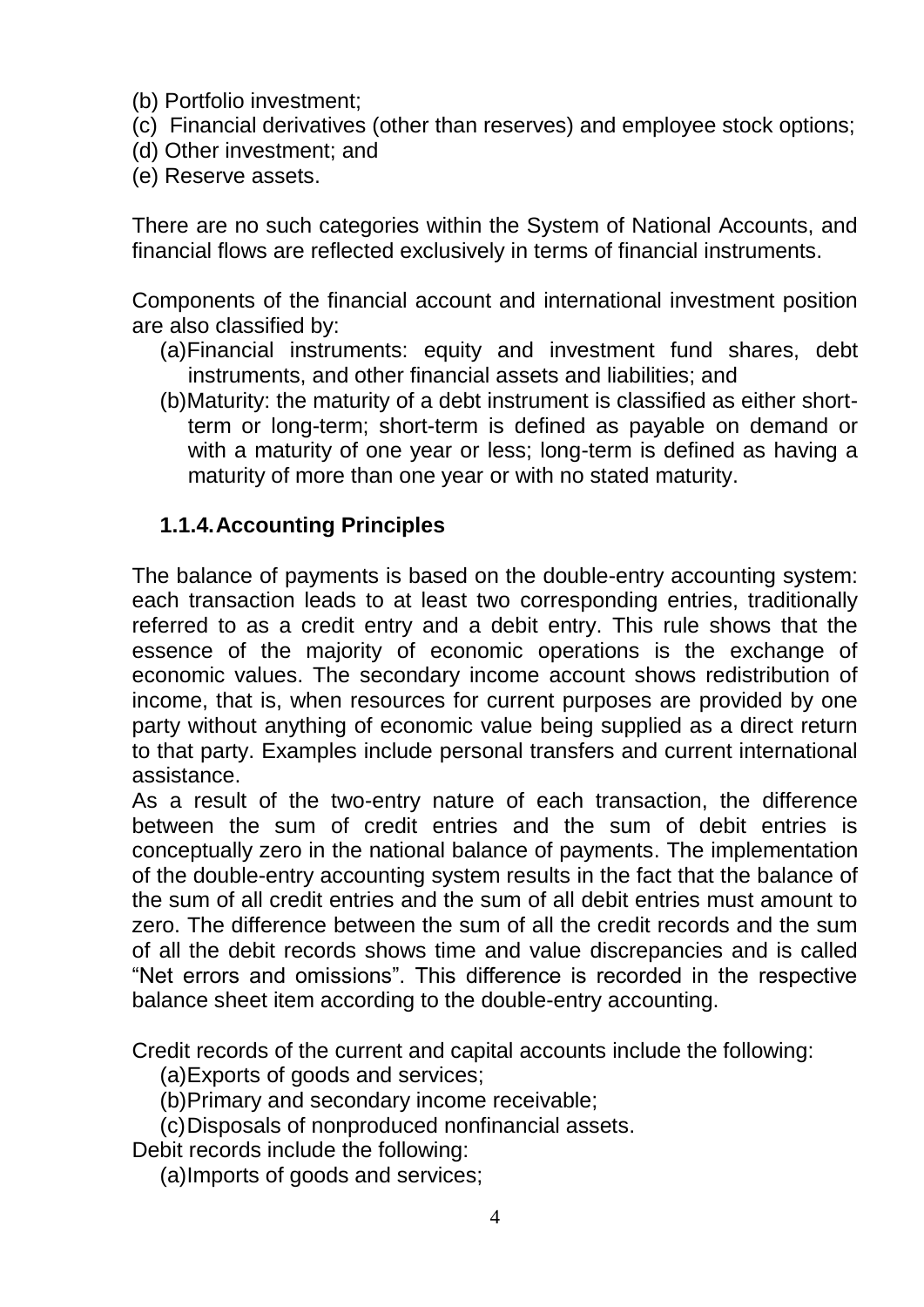(b) Portfolio investment;
(c) Financial derivatives (other than reserves) and employee stock options;
(d) Other investment; and
(e) Reserve assets.

There are no such categories within the System of National Accounts, and financial flows are reflected exclusively in terms of financial instruments.

Components of the financial account and international investment position are also classified by:

(a) Financial instruments: equity and investment fund shares, debt instruments, and other financial assets and liabilities; and
(b) Maturity: the maturity of a debt instrument is classified as either short-term or long-term; short-term is defined as payable on demand or with a maturity of one year or less; long-term is defined as having a maturity of more than one year or with no stated maturity.

### 1.1.4. Accounting Principles

The balance of payments is based on the double-entry accounting system: each transaction leads to at least two corresponding entries, traditionally referred to as a credit entry and a debit entry. This rule shows that the essence of the majority of economic operations is the exchange of economic values. The secondary income account shows redistribution of income, that is, when resources for current purposes are provided by one party without anything of economic value being supplied as a direct return to that party. Examples include personal transfers and current international assistance.

As a result of the two-entry nature of each transaction, the difference between the sum of credit entries and the sum of debit entries is conceptually zero in the national balance of payments. The implementation of the double-entry accounting system results in the fact that the balance of the sum of all credit entries and the sum of all debit entries must amount to zero. The difference between the sum of all the credit records and the sum of all the debit records shows time and value discrepancies and is called "Net errors and omissions". This difference is recorded in the respective balance sheet item according to the double-entry accounting.

Credit records of the current and capital accounts include the following:

(a) Exports of goods and services;
(b) Primary and secondary income receivable;
(c) Disposals of nonproduced nonfinancial assets.

Debit records include the following:

(a) Imports of goods and services;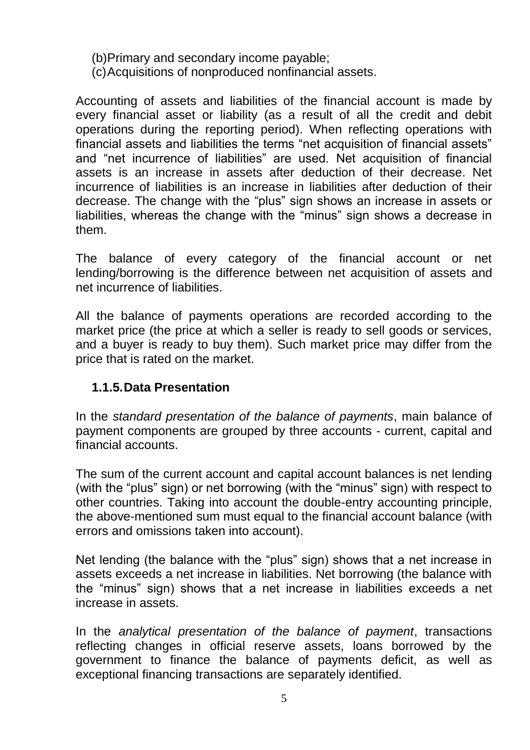(b) Primary and secondary income payable;
(c) Acquisitions of nonproduced nonfinancial assets.

Accounting of assets and liabilities of the financial account is made by every financial asset or liability (as a result of all the credit and debit operations during the reporting period). When reflecting operations with financial assets and liabilities the terms "net acquisition of financial assets" and "net incurrence of liabilities" are used. Net acquisition of financial assets is an increase in assets after deduction of their decrease. Net incurrence of liabilities is an increase in liabilities after deduction of their decrease. The change with the "plus" sign shows an increase in assets or liabilities, whereas the change with the "minus" sign shows a decrease in them.

The balance of every category of the financial account or net lending/borrowing is the difference between net acquisition of assets and net incurrence of liabilities.

All the balance of payments operations are recorded according to the market price (the price at which a seller is ready to sell goods or services, and a buyer is ready to buy them). Such market price may differ from the price that is rated on the market.

### 1.1.5. Data Presentation

In the *standard presentation of the balance of payments*, main balance of payment components are grouped by three accounts - current, capital and financial accounts.

The sum of the current account and capital account balances is net lending (with the "plus" sign) or net borrowing (with the "minus" sign) with respect to other countries. Taking into account the double-entry accounting principle, the above-mentioned sum must equal to the financial account balance (with errors and omissions taken into account).

Net lending (the balance with the "plus" sign) shows that a net increase in assets exceeds a net increase in liabilities. Net borrowing (the balance with the "minus" sign) shows that a net increase in liabilities exceeds a net increase in assets.

In the *analytical presentation of the balance of payment*, transactions reflecting changes in official reserve assets, loans borrowed by the government to finance the balance of payments deficit, as well as exceptional financing transactions are separately identified.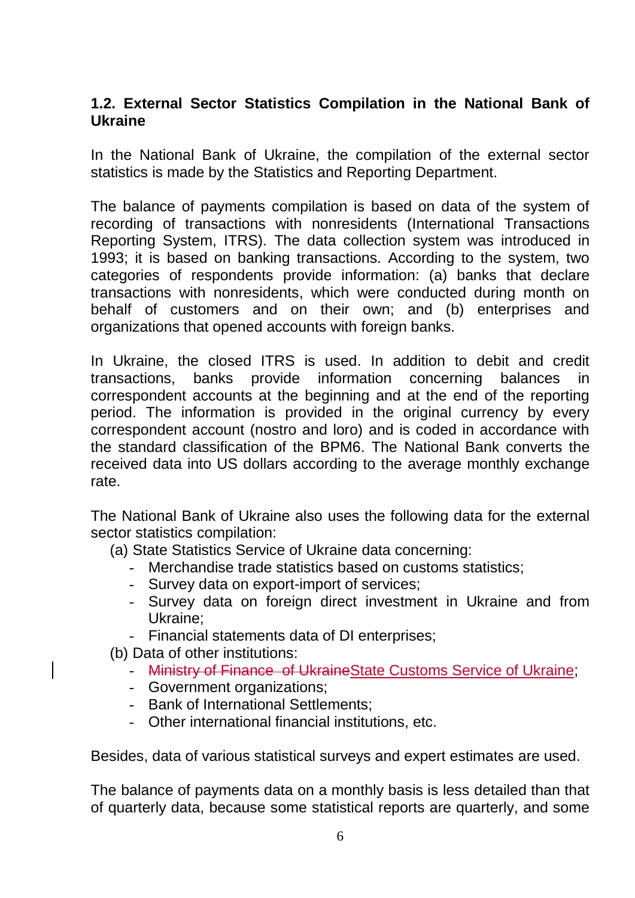### 1.2. External Sector Statistics Compilation in the National Bank of Ukraine

In the National Bank of Ukraine, the compilation of the external sector statistics is made by the Statistics and Reporting Department.

The balance of payments compilation is based on data of the system of recording of transactions with nonresidents (International Transactions Reporting System, ITRS). The data collection system was introduced in 1993; it is based on banking transactions. According to the system, two categories of respondents provide information: (a) banks that declare transactions with nonresidents, which were conducted during month on behalf of customers and on their own; and (b) enterprises and organizations that opened accounts with foreign banks.

In Ukraine, the closed ITRS is used. In addition to debit and credit transactions, banks provide information concerning balances in correspondent accounts at the beginning and at the end of the reporting period. The information is provided in the original currency by every correspondent account (nostro and loro) and is coded in accordance with the standard classification of the BPM6. The National Bank converts the received data into US dollars according to the average monthly exchange rate.

The National Bank of Ukraine also uses the following data for the external sector statistics compilation:

(a) State Statistics Service of Ukraine data concerning:

- Merchandise trade statistics based on customs statistics;
- Survey data on export-import of services;
- Survey data on foreign direct investment in Ukraine and from Ukraine;
- Financial statements data of DI enterprises;

(b) Data of other institutions:

- ~~Ministry of Finance of Ukraine~~State Customs Service of Ukraine;
- Government organizations;
- Bank of International Settlements;
- Other international financial institutions, etc.

Besides, data of various statistical surveys and expert estimates are used.

The balance of payments data on a monthly basis is less detailed than that of quarterly data, because some statistical reports are quarterly, and some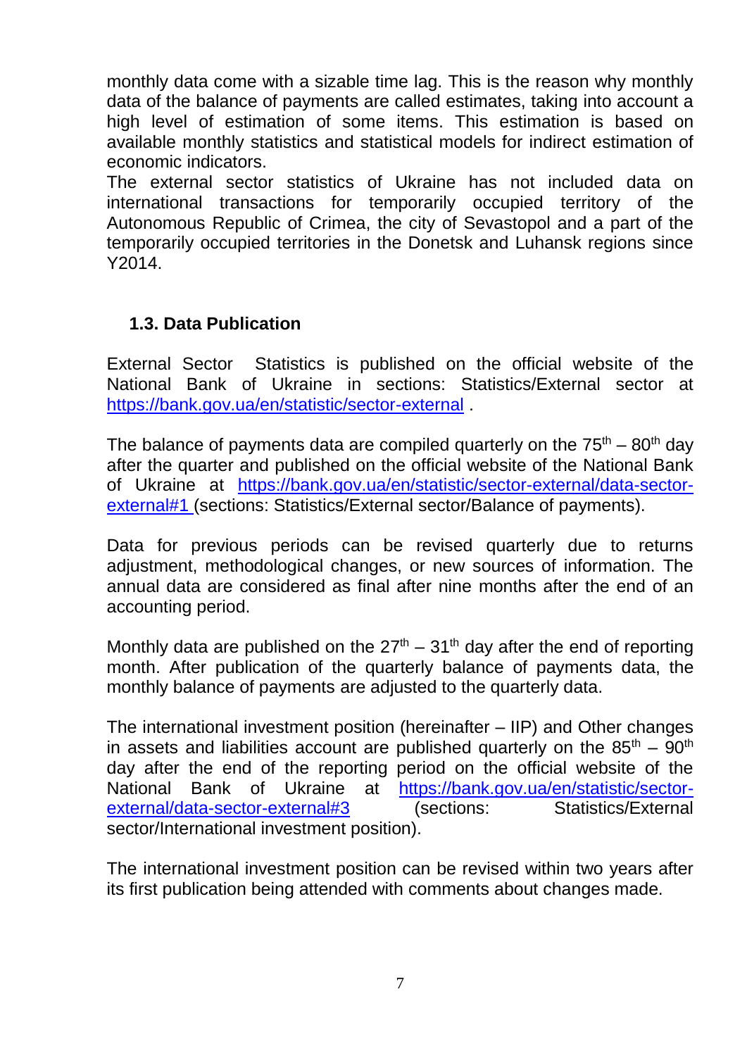monthly data come with a sizable time lag. This is the reason why monthly data of the balance of payments are called estimates, taking into account a high level of estimation of some items. This estimation is based on available monthly statistics and statistical models for indirect estimation of economic indicators.
The external sector statistics of Ukraine has not included data on international transactions for temporarily occupied territory of the Autonomous Republic of Crimea, the city of Sevastopol and a part of the temporarily occupied territories in the Donetsk and Luhansk regions since Y2014.

### 1.3. Data Publication

External Sector Statistics is published on the official website of the National Bank of Ukraine in sections: Statistics/External sector at https://bank.gov.ua/en/statistic/sector-external .

The balance of payments data are compiled quarterly on the 75th – 80th day after the quarter and published on the official website of the National Bank of Ukraine at https://bank.gov.ua/en/statistic/sector-external/data-sector-external#1 (sections: Statistics/External sector/Balance of payments).

Data for previous periods can be revised quarterly due to returns adjustment, methodological changes, or new sources of information. The annual data are considered as final after nine months after the end of an accounting period.

Monthly data are published on the 27th – 31th day after the end of reporting month. After publication of the quarterly balance of payments data, the monthly balance of payments are adjusted to the quarterly data.

The international investment position (hereinafter – IIP) and Other changes in assets and liabilities account are published quarterly on the 85th – 90th day after the end of the reporting period on the official website of the National Bank of Ukraine at https://bank.gov.ua/en/statistic/sector-external/data-sector-external#3 (sections: Statistics/External sector/International investment position).

The international investment position can be revised within two years after its first publication being attended with comments about changes made.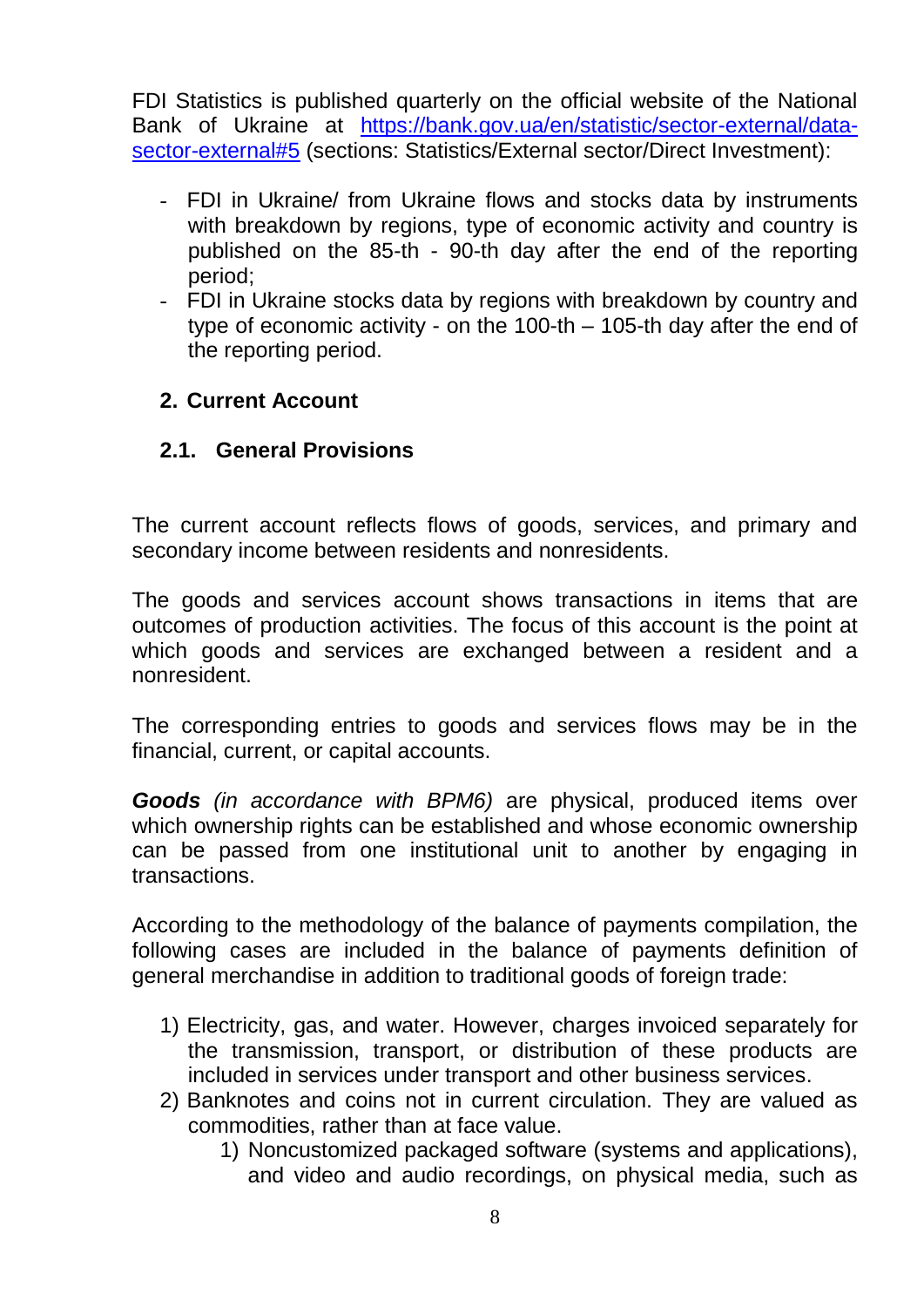FDI Statistics is published quarterly on the official website of the National Bank of Ukraine at [https://bank.gov.ua/en/statistic/sector-external/data-sector-external#5](https://bank.gov.ua/en/statistic/sector-external/data-sector-external#5) (sections: Statistics/External sector/Direct Investment):

- FDI in Ukraine/ from Ukraine flows and stocks data by instruments with breakdown by regions, type of economic activity and country is published on the 85-th - 90-th day after the end of the reporting period;
- FDI in Ukraine stocks data by regions with breakdown by country and type of economic activity - on the 100-th – 105-th day after the end of the reporting period.

## 2. Current Account

### 2.1. General Provisions

The current account reflects flows of goods, services, and primary and secondary income between residents and nonresidents.

The goods and services account shows transactions in items that are outcomes of production activities. The focus of this account is the point at which goods and services are exchanged between a resident and a nonresident.

The corresponding entries to goods and services flows may be in the financial, current, or capital accounts.

***Goods*** *(in accordance with BPM6)* are physical, produced items over which ownership rights can be established and whose economic ownership can be passed from one institutional unit to another by engaging in transactions.

According to the methodology of the balance of payments compilation, the following cases are included in the balance of payments definition of general merchandise in addition to traditional goods of foreign trade:

1) Electricity, gas, and water. However, charges invoiced separately for the transmission, transport, or distribution of these products are included in services under transport and other business services.
2) Banknotes and coins not in current circulation. They are valued as commodities, rather than at face value.
    1) Noncustomized packaged software (systems and applications), and video and audio recordings, on physical media, such as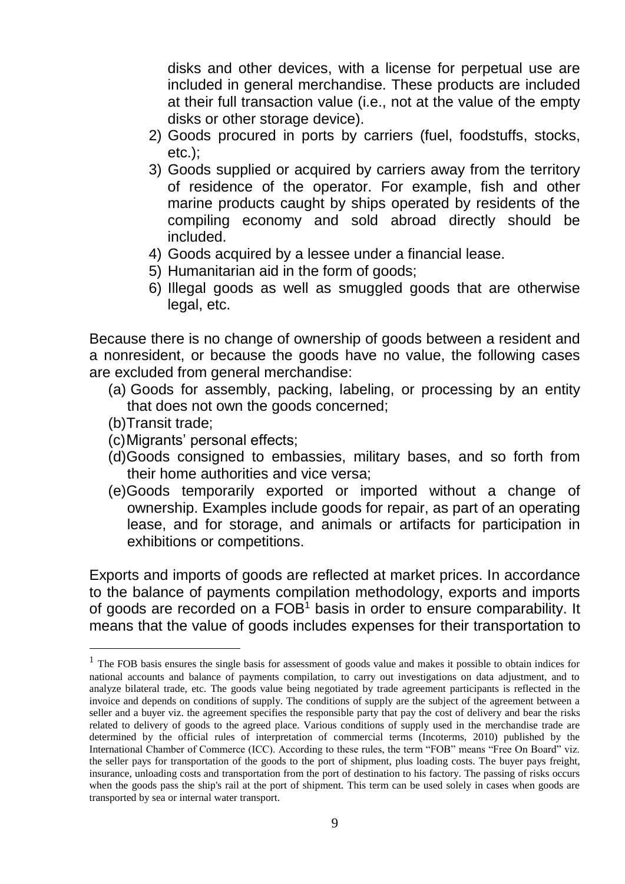disks and other devices, with a license for perpetual use are included in general merchandise. These products are included at their full transaction value (i.e., not at the value of the empty disks or other storage device).

2) Goods procured in ports by carriers (fuel, foodstuffs, stocks, etc.);
3) Goods supplied or acquired by carriers away from the territory of residence of the operator. For example, fish and other marine products caught by ships operated by residents of the compiling economy and sold abroad directly should be included.
4) Goods acquired by a lessee under a financial lease.
5) Humanitarian aid in the form of goods;
6) Illegal goods as well as smuggled goods that are otherwise legal, etc.

Because there is no change of ownership of goods between a resident and a nonresident, or because the goods have no value, the following cases are excluded from general merchandise:

(a) Goods for assembly, packing, labeling, or processing by an entity that does not own the goods concerned;
(b) Transit trade;
(c) Migrants' personal effects;
(d) Goods consigned to embassies, military bases, and so forth from their home authorities and vice versa;
(e) Goods temporarily exported or imported without a change of ownership. Examples include goods for repair, as part of an operating lease, and for storage, and animals or artifacts for participation in exhibitions or competitions.

Exports and imports of goods are reflected at market prices. In accordance to the balance of payments compilation methodology, exports and imports of goods are recorded on a FOB[1] basis in order to ensure comparability. It means that the value of goods includes expenses for their transportation to

[1] The FOB basis ensures the single basis for assessment of goods value and makes it possible to obtain indices for national accounts and balance of payments compilation, to carry out investigations on data adjustment, and to analyze bilateral trade, etc. The goods value being negotiated by trade agreement participants is reflected in the invoice and depends on conditions of supply. The conditions of supply are the subject of the agreement between a seller and a buyer viz. the agreement specifies the responsible party that pay the cost of delivery and bear the risks related to delivery of goods to the agreed place. Various conditions of supply used in the merchandise trade are determined by the official rules of interpretation of commercial terms (Incoterms, 2010) published by the International Chamber of Commerce (ICC). According to these rules, the term "FOB" means "Free On Board" viz. the seller pays for transportation of the goods to the port of shipment, plus loading costs. The buyer pays freight, insurance, unloading costs and transportation from the port of destination to his factory. The passing of risks occurs when the goods pass the ship's rail at the port of shipment. This term can be used solely in cases when goods are transported by sea or internal water transport.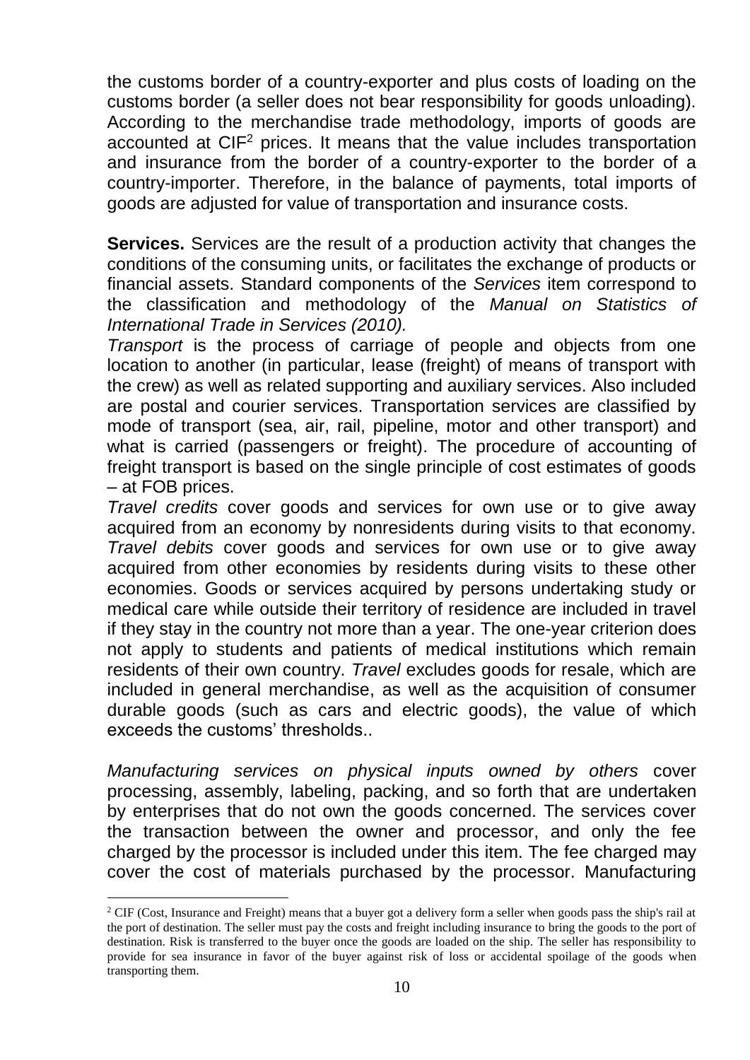the customs border of a country-exporter and plus costs of loading on the customs border (a seller does not bear responsibility for goods unloading). According to the merchandise trade methodology, imports of goods are accounted at CIF[2] prices. It means that the value includes transportation and insurance from the border of a country-exporter to the border of a country-importer. Therefore, in the balance of payments, total imports of goods are adjusted for value of transportation and insurance costs.

**Services.** Services are the result of a production activity that changes the conditions of the consuming units, or facilitates the exchange of products or financial assets. Standard components of the *Services* item correspond to the classification and methodology of the *Manual on Statistics of International Trade in Services (2010).*

*Transport* is the process of carriage of people and objects from one location to another (in particular, lease (freight) of means of transport with the crew) as well as related supporting and auxiliary services. Also included are postal and courier services. Transportation services are classified by mode of transport (sea, air, rail, pipeline, motor and other transport) and what is carried (passengers or freight). The procedure of accounting of freight transport is based on the single principle of cost estimates of goods – at FOB prices.

*Travel credits* cover goods and services for own use or to give away acquired from an economy by nonresidents during visits to that economy. *Travel debits* cover goods and services for own use or to give away acquired from other economies by residents during visits to these other economies. Goods or services acquired by persons undertaking study or medical care while outside their territory of residence are included in travel if they stay in the country not more than a year. The one-year criterion does not apply to students and patients of medical institutions which remain residents of their own country. *Travel* excludes goods for resale, which are included in general merchandise, as well as the acquisition of consumer durable goods (such as cars and electric goods), the value of which exceeds the customs' thresholds..

*Manufacturing services on physical inputs owned by others* cover processing, assembly, labeling, packing, and so forth that are undertaken by enterprises that do not own the goods concerned. The services cover the transaction between the owner and processor, and only the fee charged by the processor is included under this item. The fee charged may cover the cost of materials purchased by the processor. Manufacturing

---

[2] CIF (Cost, Insurance and Freight) means that a buyer got a delivery form a seller when goods pass the ship's rail at the port of destination. The seller must pay the costs and freight including insurance to bring the goods to the port of destination. Risk is transferred to the buyer once the goods are loaded on the ship. The seller has responsibility to provide for sea insurance in favor of the buyer against risk of loss or accidental spoilage of the goods when transporting them.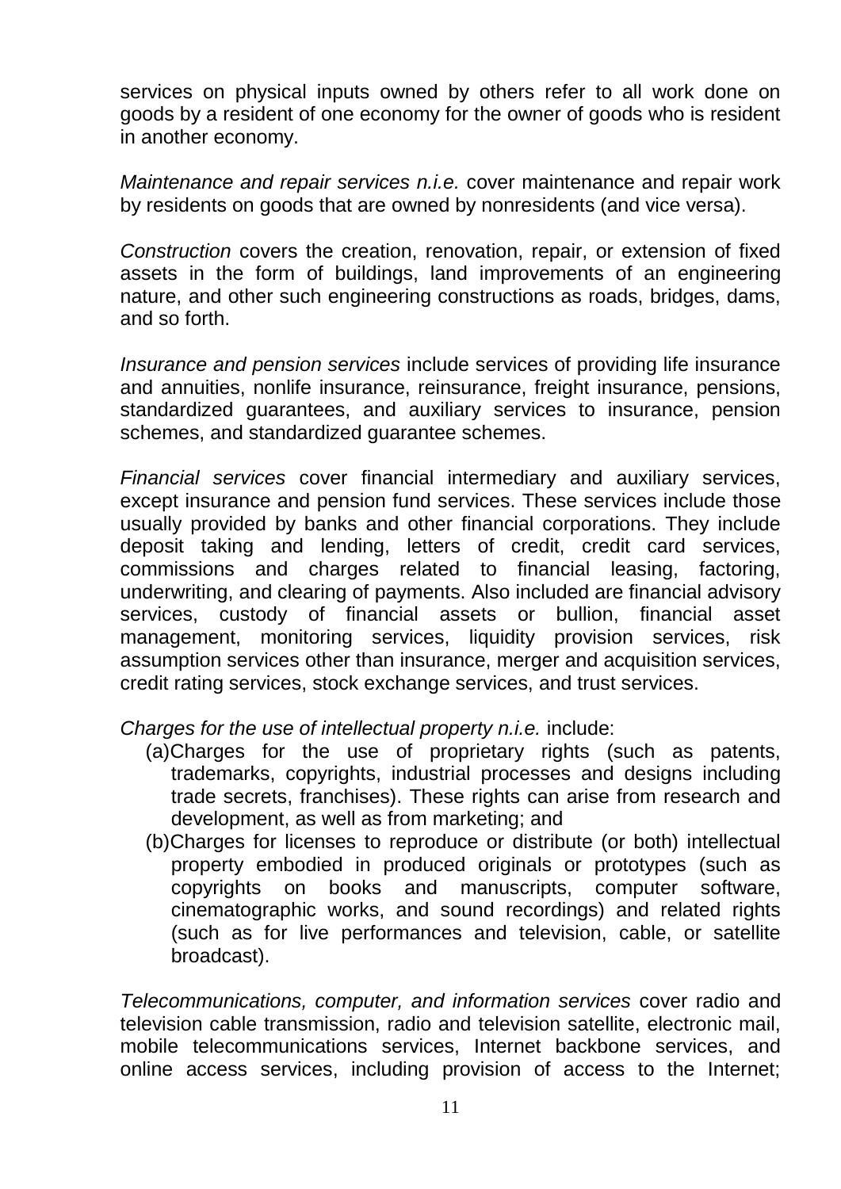services on physical inputs owned by others refer to all work done on goods by a resident of one economy for the owner of goods who is resident in another economy.

*Maintenance and repair services n.i.e.* cover maintenance and repair work by residents on goods that are owned by nonresidents (and vice versa).

*Construction* covers the creation, renovation, repair, or extension of fixed assets in the form of buildings, land improvements of an engineering nature, and other such engineering constructions as roads, bridges, dams, and so forth.

*Insurance and pension services* include services of providing life insurance and annuities, nonlife insurance, reinsurance, freight insurance, pensions, standardized guarantees, and auxiliary services to insurance, pension schemes, and standardized guarantee schemes.

*Financial services* cover financial intermediary and auxiliary services, except insurance and pension fund services. These services include those usually provided by banks and other financial corporations. They include deposit taking and lending, letters of credit, credit card services, commissions and charges related to financial leasing, factoring, underwriting, and clearing of payments. Also included are financial advisory services, custody of financial assets or bullion, financial asset management, monitoring services, liquidity provision services, risk assumption services other than insurance, merger and acquisition services, credit rating services, stock exchange services, and trust services.

*Charges for the use of intellectual property n.i.e.* include:

(a) Charges for the use of proprietary rights (such as patents, trademarks, copyrights, industrial processes and designs including trade secrets, franchises). These rights can arise from research and development, as well as from marketing; and

(b) Charges for licenses to reproduce or distribute (or both) intellectual property embodied in produced originals or prototypes (such as copyrights on books and manuscripts, computer software, cinematographic works, and sound recordings) and related rights (such as for live performances and television, cable, or satellite broadcast).

*Telecommunications, computer, and information services* cover radio and television cable transmission, radio and television satellite, electronic mail, mobile telecommunications services, Internet backbone services, and online access services, including provision of access to the Internet;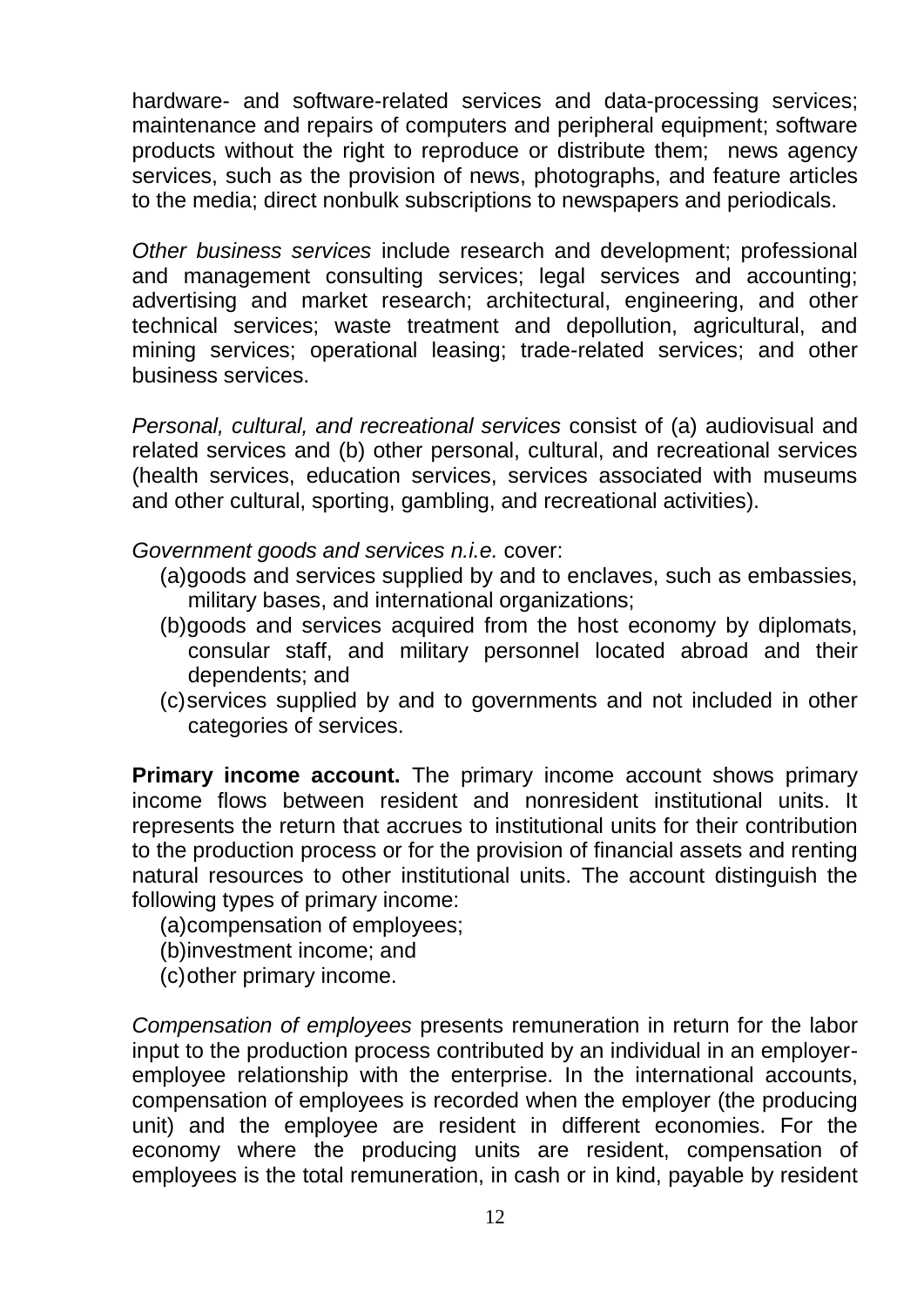hardware- and software-related services and data-processing services; maintenance and repairs of computers and peripheral equipment; software products without the right to reproduce or distribute them; news agency services, such as the provision of news, photographs, and feature articles to the media; direct nonbulk subscriptions to newspapers and periodicals.

*Other business services* include research and development; professional and management consulting services; legal services and accounting; advertising and market research; architectural, engineering, and other technical services; waste treatment and depollution, agricultural, and mining services; operational leasing; trade-related services; and other business services.

*Personal, cultural, and recreational services* consist of (a) audiovisual and related services and (b) other personal, cultural, and recreational services (health services, education services, services associated with museums and other cultural, sporting, gambling, and recreational activities).

*Government goods and services n.i.e.* cover:

(a) goods and services supplied by and to enclaves, such as embassies, military bases, and international organizations;

(b) goods and services acquired from the host economy by diplomats, consular staff, and military personnel located abroad and their dependents; and

(c) services supplied by and to governments and not included in other categories of services.

**Primary income account.** The primary income account shows primary income flows between resident and nonresident institutional units. It represents the return that accrues to institutional units for their contribution to the production process or for the provision of financial assets and renting natural resources to other institutional units. The account distinguish the following types of primary income:

(a) compensation of employees;

(b) investment income; and

(c) other primary income.

*Compensation of employees* presents remuneration in return for the labor input to the production process contributed by an individual in an employer-employee relationship with the enterprise. In the international accounts, compensation of employees is recorded when the employer (the producing unit) and the employee are resident in different economies. For the economy where the producing units are resident, compensation of employees is the total remuneration, in cash or in kind, payable by resident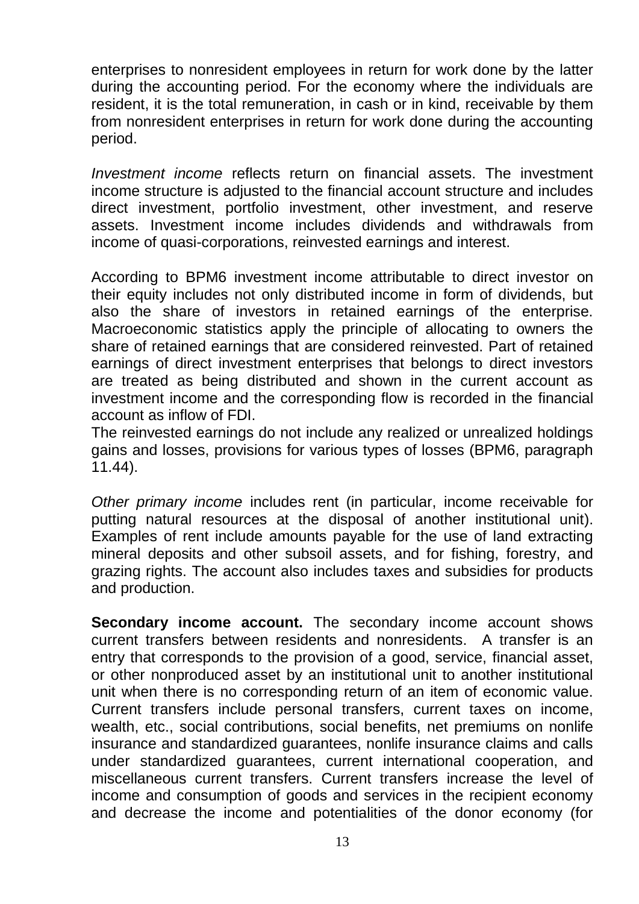enterprises to nonresident employees in return for work done by the latter during the accounting period. For the economy where the individuals are resident, it is the total remuneration, in cash or in kind, receivable by them from nonresident enterprises in return for work done during the accounting period.

*Investment income* reflects return on financial assets. The investment income structure is adjusted to the financial account structure and includes direct investment, portfolio investment, other investment, and reserve assets. Investment income includes dividends and withdrawals from income of quasi-corporations, reinvested earnings and interest.

According to BPM6 investment income attributable to direct investor on their equity includes not only distributed income in form of dividends, but also the share of investors in retained earnings of the enterprise. Macroeconomic statistics apply the principle of allocating to owners the share of retained earnings that are considered reinvested. Part of retained earnings of direct investment enterprises that belongs to direct investors are treated as being distributed and shown in the current account as investment income and the corresponding flow is recorded in the financial account as inflow of FDI.
The reinvested earnings do not include any realized or unrealized holdings gains and losses, provisions for various types of losses (BPM6, paragraph 11.44).

*Other primary income* includes rent (in particular, income receivable for putting natural resources at the disposal of another institutional unit). Examples of rent include amounts payable for the use of land extracting mineral deposits and other subsoil assets, and for fishing, forestry, and grazing rights. The account also includes taxes and subsidies for products and production.

**Secondary income account.** The secondary income account shows current transfers between residents and nonresidents. A transfer is an entry that corresponds to the provision of a good, service, financial asset, or other nonproduced asset by an institutional unit to another institutional unit when there is no corresponding return of an item of economic value. Current transfers include personal transfers, current taxes on income, wealth, etc., social contributions, social benefits, net premiums on nonlife insurance and standardized guarantees, nonlife insurance claims and calls under standardized guarantees, current international cooperation, and miscellaneous current transfers. Current transfers increase the level of income and consumption of goods and services in the recipient economy and decrease the income and potentialities of the donor economy (for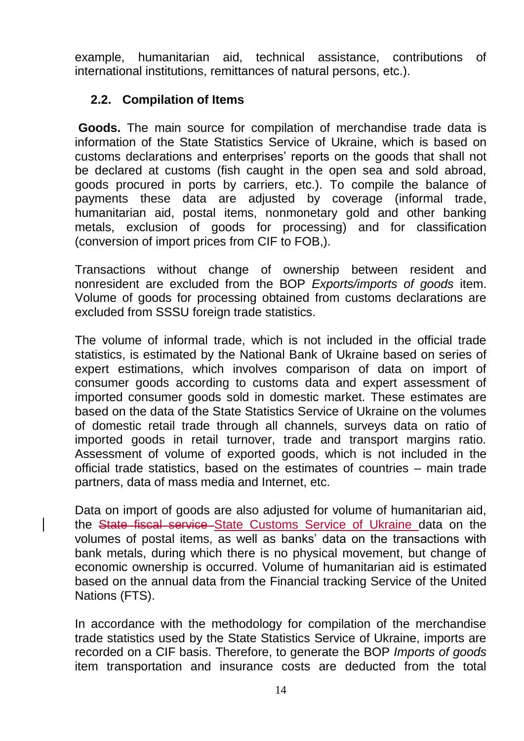example, humanitarian aid, technical assistance, contributions of international institutions, remittances of natural persons, etc.).

## 2.2. Compilation of Items

**Goods.** The main source for compilation of merchandise trade data is information of the State Statistics Service of Ukraine, which is based on customs declarations and enterprises' reports on the goods that shall not be declared at customs (fish caught in the open sea and sold abroad, goods procured in ports by carriers, etc.). To compile the balance of payments these data are adjusted by coverage (informal trade, humanitarian aid, postal items, nonmonetary gold and other banking metals, exclusion of goods for processing) and for classification (conversion of import prices from CIF to FOB,).

Transactions without change of ownership between resident and nonresident are excluded from the BOP *Exports/imports of goods* item. Volume of goods for processing obtained from customs declarations are excluded from SSSU foreign trade statistics.

The volume of informal trade, which is not included in the official trade statistics, is estimated by the National Bank of Ukraine based on series of expert estimations, which involves comparison of data on import of consumer goods according to customs data and expert assessment of imported consumer goods sold in domestic market. These estimates are based on the data of the State Statistics Service of Ukraine on the volumes of domestic retail trade through all channels, surveys data on ratio of imported goods in retail turnover, trade and transport margins ratio. Assessment of volume of exported goods, which is not included in the official trade statistics, based on the estimates of countries – main trade partners, data of mass media and Internet, etc.

Data on import of goods are also adjusted for volume of humanitarian aid, the ~~State fiscal service~~ State Customs Service of Ukraine data on the volumes of postal items, as well as banks' data on the transactions with bank metals, during which there is no physical movement, but change of economic ownership is occurred. Volume of humanitarian aid is estimated based on the annual data from the Financial tracking Service of the United Nations (FTS).

In accordance with the methodology for compilation of the merchandise trade statistics used by the State Statistics Service of Ukraine, imports are recorded on a CIF basis. Therefore, to generate the BOP *Imports of goods* item transportation and insurance costs are deducted from the total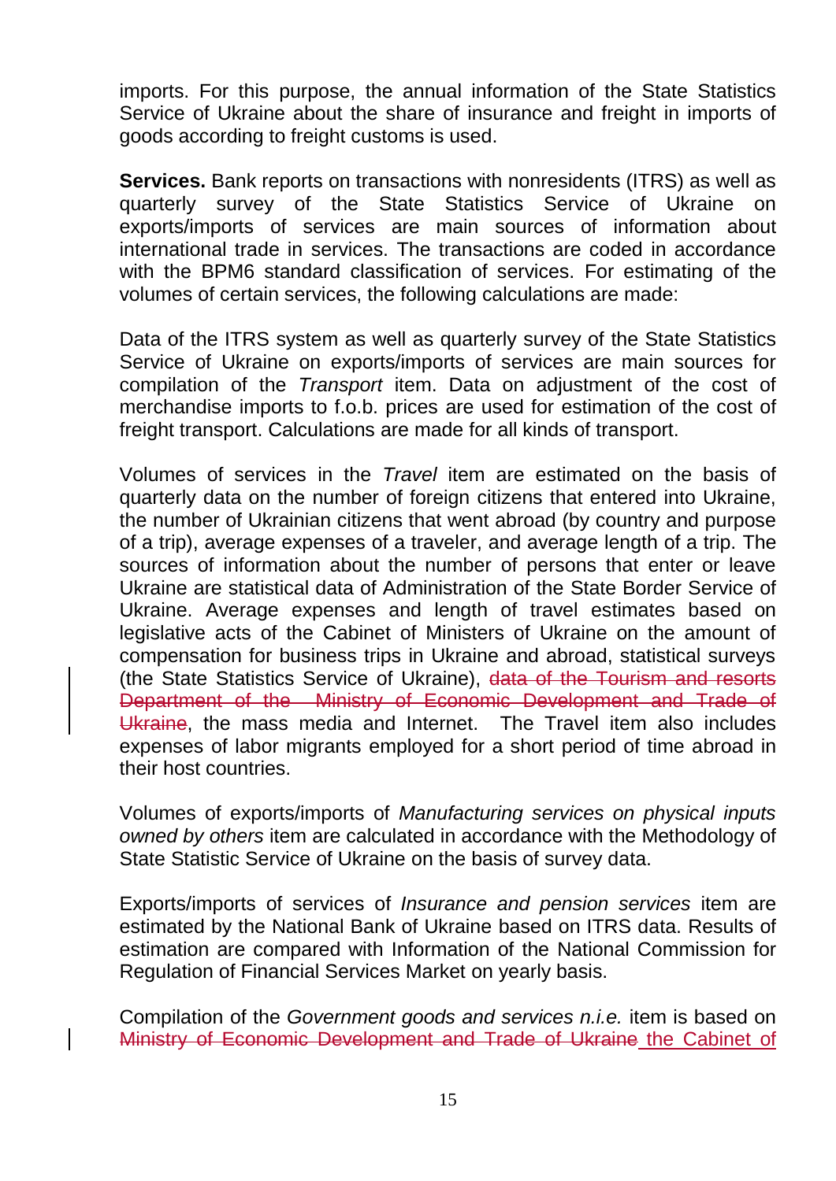imports. For this purpose, the annual information of the State Statistics Service of Ukraine about the share of insurance and freight in imports of goods according to freight customs is used.

**Services.** Bank reports on transactions with nonresidents (ITRS) as well as quarterly survey of the State Statistics Service of Ukraine on exports/imports of services are main sources of information about international trade in services. The transactions are coded in accordance with the BPM6 standard classification of services. For estimating of the volumes of certain services, the following calculations are made:

Data of the ITRS system as well as quarterly survey of the State Statistics Service of Ukraine on exports/imports of services are main sources for compilation of the *Transport* item. Data on adjustment of the cost of merchandise imports to f.o.b. prices are used for estimation of the cost of freight transport. Calculations are made for all kinds of transport.

Volumes of services in the *Travel* item are estimated on the basis of quarterly data on the number of foreign citizens that entered into Ukraine, the number of Ukrainian citizens that went abroad (by country and purpose of a trip), average expenses of a traveler, and average length of a trip. The sources of information about the number of persons that enter or leave Ukraine are statistical data of Administration of the State Border Service of Ukraine. Average expenses and length of travel estimates based on legislative acts of the Cabinet of Ministers of Ukraine on the amount of compensation for business trips in Ukraine and abroad, statistical surveys (the State Statistics Service of Ukraine), ~~data of the Tourism and resorts Department of the Ministry of Economic Development and Trade of Ukraine~~, the mass media and Internet. The Travel item also includes expenses of labor migrants employed for a short period of time abroad in their host countries.

Volumes of exports/imports of *Manufacturing services on physical inputs owned by others* item are calculated in accordance with the Methodology of State Statistic Service of Ukraine on the basis of survey data.

Exports/imports of services of *Insurance and pension services* item are estimated by the National Bank of Ukraine based on ITRS data. Results of estimation are compared with Information of the National Commission for Regulation of Financial Services Market on yearly basis.

Compilation of the *Government goods and services n.i.e.* item is based on ~~Ministry of Economic Development and Trade of Ukraine~~ the Cabinet of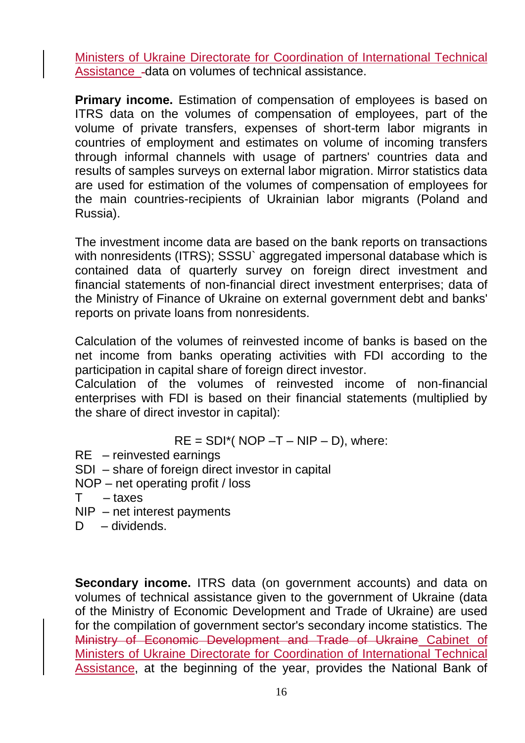Ministers of Ukraine Directorate for Coordination of International Technical Assistance data on volumes of technical assistance.

**Primary income.** Estimation of compensation of employees is based on ITRS data on the volumes of compensation of employees, part of the volume of private transfers, expenses of short-term labor migrants in countries of employment and estimates on volume of incoming transfers through informal channels with usage of partners' countries data and results of samples surveys on external labor migration. Mirror statistics data are used for estimation of the volumes of compensation of employees for the main countries-recipients of Ukrainian labor migrants (Poland and Russia).

The investment income data are based on the bank reports on transactions with nonresidents (ITRS); SSSU` aggregated impersonal database which is contained data of quarterly survey on foreign direct investment and financial statements of non-financial direct investment enterprises; data of the Ministry of Finance of Ukraine on external government debt and banks' reports on private loans from nonresidents.

Calculation of the volumes of reinvested income of banks is based on the net income from banks operating activities with FDI according to the participation in capital share of foreign direct investor.

Calculation of the volumes of reinvested income of non-financial enterprises with FDI is based on their financial statements (multiplied by the share of direct investor in capital):

$$RE = SDI * (NOP - T - NIP - D)$$, where:

RE – reinvested earnings

SDI – share of foreign direct investor in capital

NOP – net operating profit / loss

T – taxes

NIP – net interest payments

D – dividends.

**Secondary income.** ITRS data (on government accounts) and data on volumes of technical assistance given to the government of Ukraine (data of the Ministry of Economic Development and Trade of Ukraine) are used for the compilation of government sector's secondary income statistics. The ~~Ministry of Economic Development and Trade of Ukraine~~ Cabinet of Ministers of Ukraine Directorate for Coordination of International Technical Assistance, at the beginning of the year, provides the National Bank of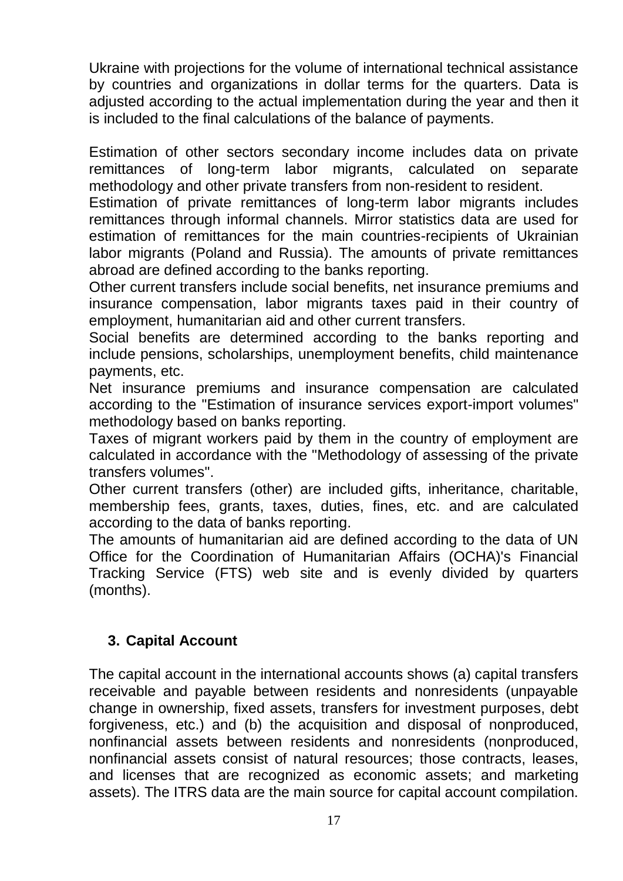Ukraine with projections for the volume of international technical assistance by countries and organizations in dollar terms for the quarters. Data is adjusted according to the actual implementation during the year and then it is included to the final calculations of the balance of payments.

Estimation of other sectors secondary income includes data on private remittances of long-term labor migrants, calculated on separate methodology and other private transfers from non-resident to resident.

Estimation of private remittances of long-term labor migrants includes remittances through informal channels. Mirror statistics data are used for estimation of remittances for the main countries-recipients of Ukrainian labor migrants (Poland and Russia). The amounts of private remittances abroad are defined according to the banks reporting.

Other current transfers include social benefits, net insurance premiums and insurance compensation, labor migrants taxes paid in their country of employment, humanitarian aid and other current transfers.

Social benefits are determined according to the banks reporting and include pensions, scholarships, unemployment benefits, child maintenance payments, etc.

Net insurance premiums and insurance compensation are calculated according to the "Estimation of insurance services export-import volumes" methodology based on banks reporting.

Taxes of migrant workers paid by them in the country of employment are calculated in accordance with the "Methodology of assessing of the private transfers volumes".

Other current transfers (other) are included gifts, inheritance, charitable, membership fees, grants, taxes, duties, fines, etc. and are calculated according to the data of banks reporting.

The amounts of humanitarian aid are defined according to the data of UN Office for the Coordination of Humanitarian Affairs (OCHA)'s Financial Tracking Service (FTS) web site and is evenly divided by quarters (months).

## 3. Capital Account

The capital account in the international accounts shows (a) capital transfers receivable and payable between residents and nonresidents (unpayable change in ownership, fixed assets, transfers for investment purposes, debt forgiveness, etc.) and (b) the acquisition and disposal of nonproduced, nonfinancial assets between residents and nonresidents (nonproduced, nonfinancial assets consist of natural resources; those contracts, leases, and licenses that are recognized as economic assets; and marketing assets). The ITRS data are the main source for capital account compilation.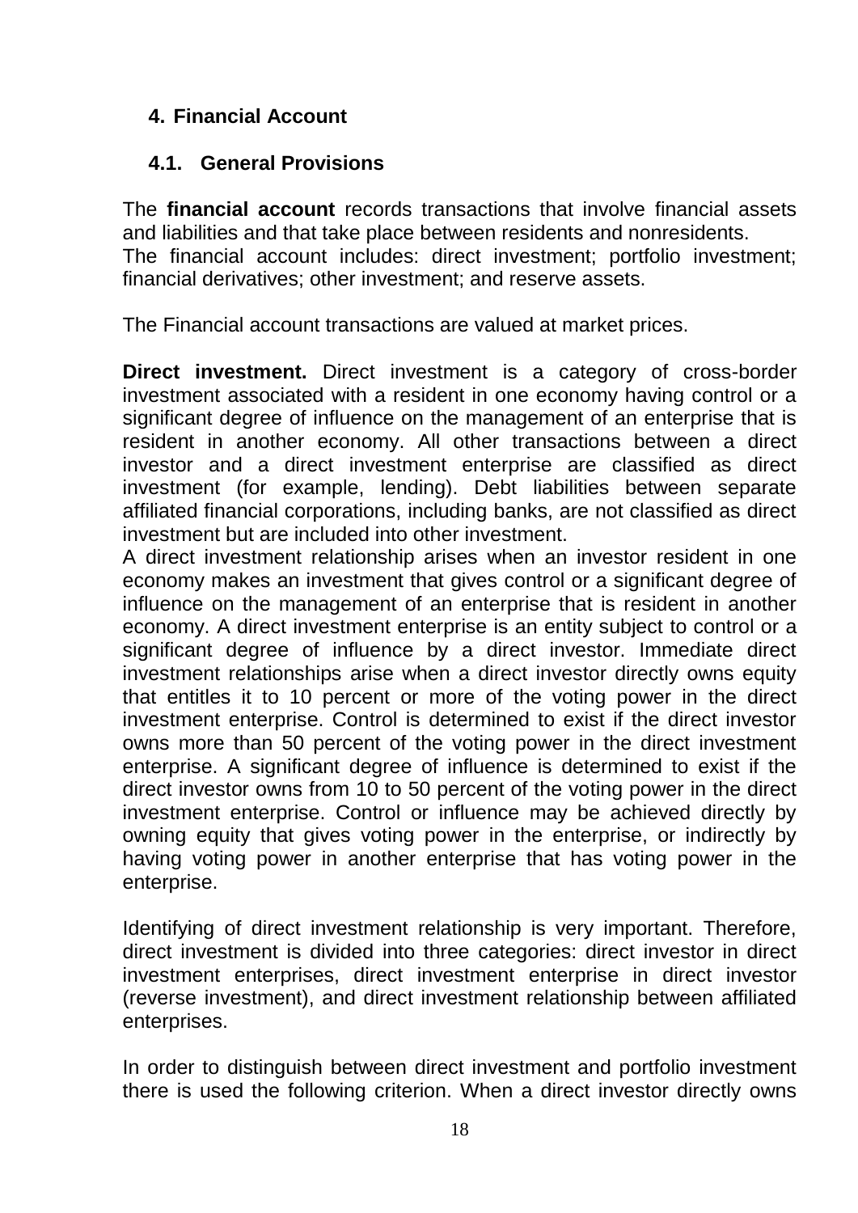## 4. Financial Account

### 4.1. General Provisions

The **financial account** records transactions that involve financial assets and liabilities and that take place between residents and nonresidents.
The financial account includes: direct investment; portfolio investment; financial derivatives; other investment; and reserve assets.

The Financial account transactions are valued at market prices.

**Direct investment.** Direct investment is a category of cross-border investment associated with a resident in one economy having control or a significant degree of influence on the management of an enterprise that is resident in another economy. All other transactions between a direct investor and a direct investment enterprise are classified as direct investment (for example, lending). Debt liabilities between separate affiliated financial corporations, including banks, are not classified as direct investment but are included into other investment.
A direct investment relationship arises when an investor resident in one economy makes an investment that gives control or a significant degree of influence on the management of an enterprise that is resident in another economy. A direct investment enterprise is an entity subject to control or a significant degree of influence by a direct investor. Immediate direct investment relationships arise when a direct investor directly owns equity that entitles it to 10 percent or more of the voting power in the direct investment enterprise. Control is determined to exist if the direct investor owns more than 50 percent of the voting power in the direct investment enterprise. A significant degree of influence is determined to exist if the direct investor owns from 10 to 50 percent of the voting power in the direct investment enterprise. Control or influence may be achieved directly by owning equity that gives voting power in the enterprise, or indirectly by having voting power in another enterprise that has voting power in the enterprise.

Identifying of direct investment relationship is very important. Therefore, direct investment is divided into three categories: direct investor in direct investment enterprises, direct investment enterprise in direct investor (reverse investment), and direct investment relationship between affiliated enterprises.

In order to distinguish between direct investment and portfolio investment there is used the following criterion. When a direct investor directly owns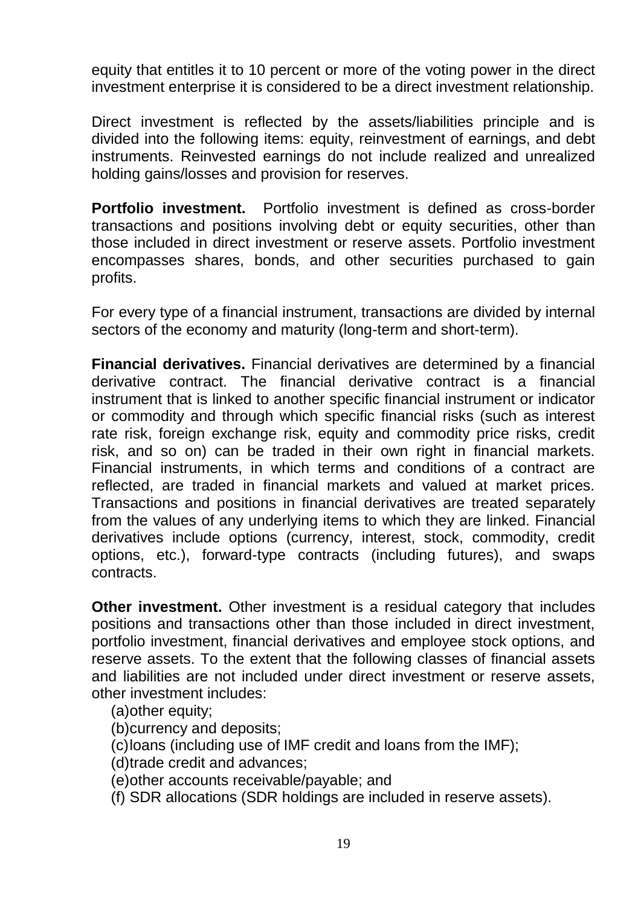equity that entitles it to 10 percent or more of the voting power in the direct investment enterprise it is considered to be a direct investment relationship.

Direct investment is reflected by the assets/liabilities principle and is divided into the following items: equity, reinvestment of earnings, and debt instruments. Reinvested earnings do not include realized and unrealized holding gains/losses and provision for reserves.

**Portfolio investment.** Portfolio investment is defined as cross-border transactions and positions involving debt or equity securities, other than those included in direct investment or reserve assets. Portfolio investment encompasses shares, bonds, and other securities purchased to gain profits.

For every type of a financial instrument, transactions are divided by internal sectors of the economy and maturity (long-term and short-term).

**Financial derivatives.** Financial derivatives are determined by a financial derivative contract. The financial derivative contract is a financial instrument that is linked to another specific financial instrument or indicator or commodity and through which specific financial risks (such as interest rate risk, foreign exchange risk, equity and commodity price risks, credit risk, and so on) can be traded in their own right in financial markets. Financial instruments, in which terms and conditions of a contract are reflected, are traded in financial markets and valued at market prices. Transactions and positions in financial derivatives are treated separately from the values of any underlying items to which they are linked. Financial derivatives include options (currency, interest, stock, commodity, credit options, etc.), forward-type contracts (including futures), and swaps contracts.

**Other investment.** Other investment is a residual category that includes positions and transactions other than those included in direct investment, portfolio investment, financial derivatives and employee stock options, and reserve assets. To the extent that the following classes of financial assets and liabilities are not included under direct investment or reserve assets, other investment includes:

(a) other equity;
(b) currency and deposits;
(c) loans (including use of IMF credit and loans from the IMF);
(d) trade credit and advances;
(e) other accounts receivable/payable; and
(f) SDR allocations (SDR holdings are included in reserve assets).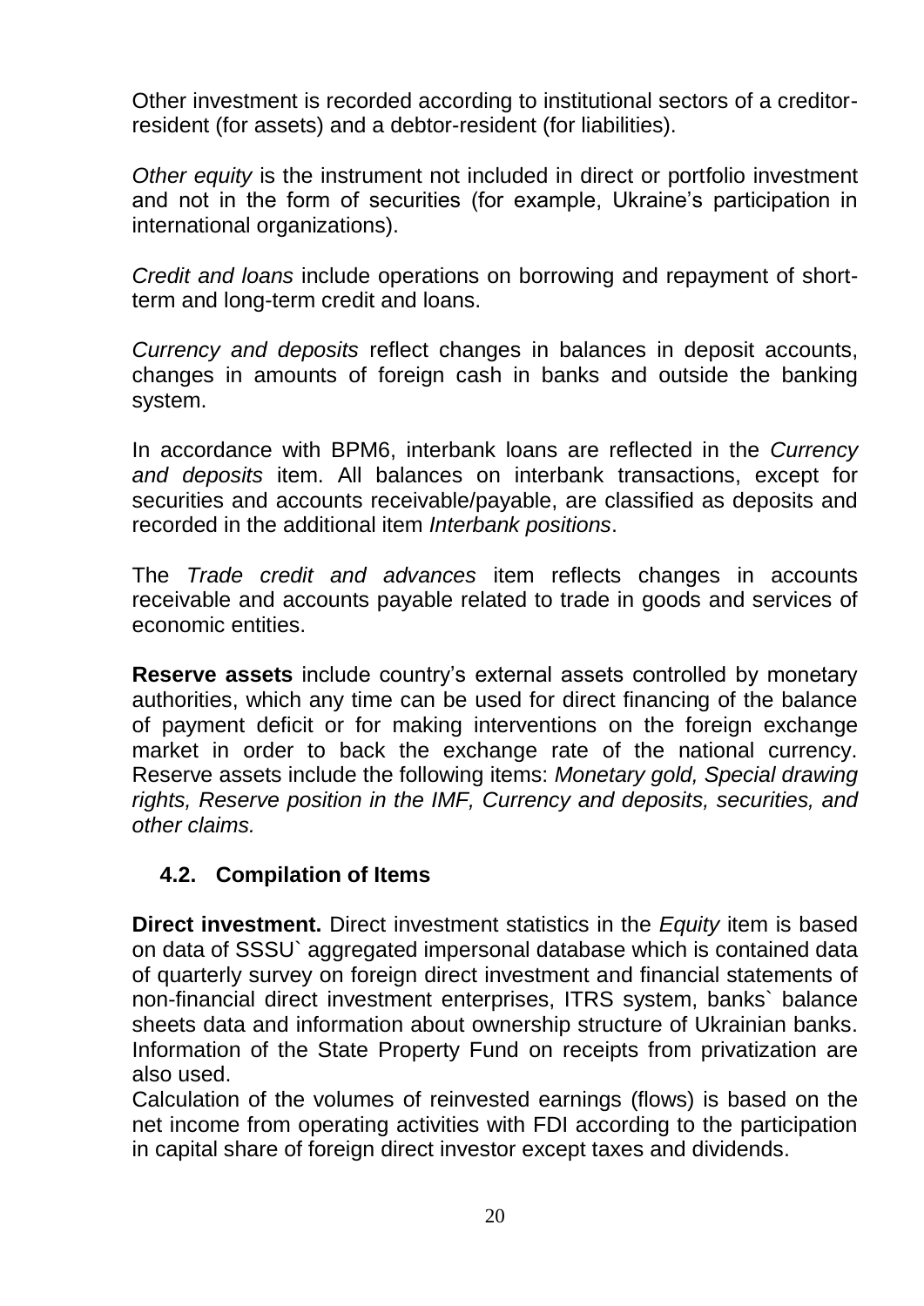Other investment is recorded according to institutional sectors of a creditor-resident (for assets) and a debtor-resident (for liabilities).

*Other equity* is the instrument not included in direct or portfolio investment and not in the form of securities (for example, Ukraine's participation in international organizations).

*Credit and loans* include operations on borrowing and repayment of short-term and long-term credit and loans.

*Currency and deposits* reflect changes in balances in deposit accounts, changes in amounts of foreign cash in banks and outside the banking system.

In accordance with BPM6, interbank loans are reflected in the *Currency and deposits* item. All balances on interbank transactions, except for securities and accounts receivable/payable, are classified as deposits and recorded in the additional item *Interbank positions*.

The *Trade credit and advances* item reflects changes in accounts receivable and accounts payable related to trade in goods and services of economic entities.

**Reserve assets** include country's external assets controlled by monetary authorities, which any time can be used for direct financing of the balance of payment deficit or for making interventions on the foreign exchange market in order to back the exchange rate of the national currency. Reserve assets include the following items: *Monetary gold, Special drawing rights, Reserve position in the IMF, Currency and deposits, securities, and other claims.*

### 4.2. Compilation of Items

**Direct investment.** Direct investment statistics in the *Equity* item is based on data of SSSU` aggregated impersonal database which is contained data of quarterly survey on foreign direct investment and financial statements of non-financial direct investment enterprises, ITRS system, banks` balance sheets data and information about ownership structure of Ukrainian banks. Information of the State Property Fund on receipts from privatization are also used.

Calculation of the volumes of reinvested earnings (flows) is based on the net income from operating activities with FDI according to the participation in capital share of foreign direct investor except taxes and dividends.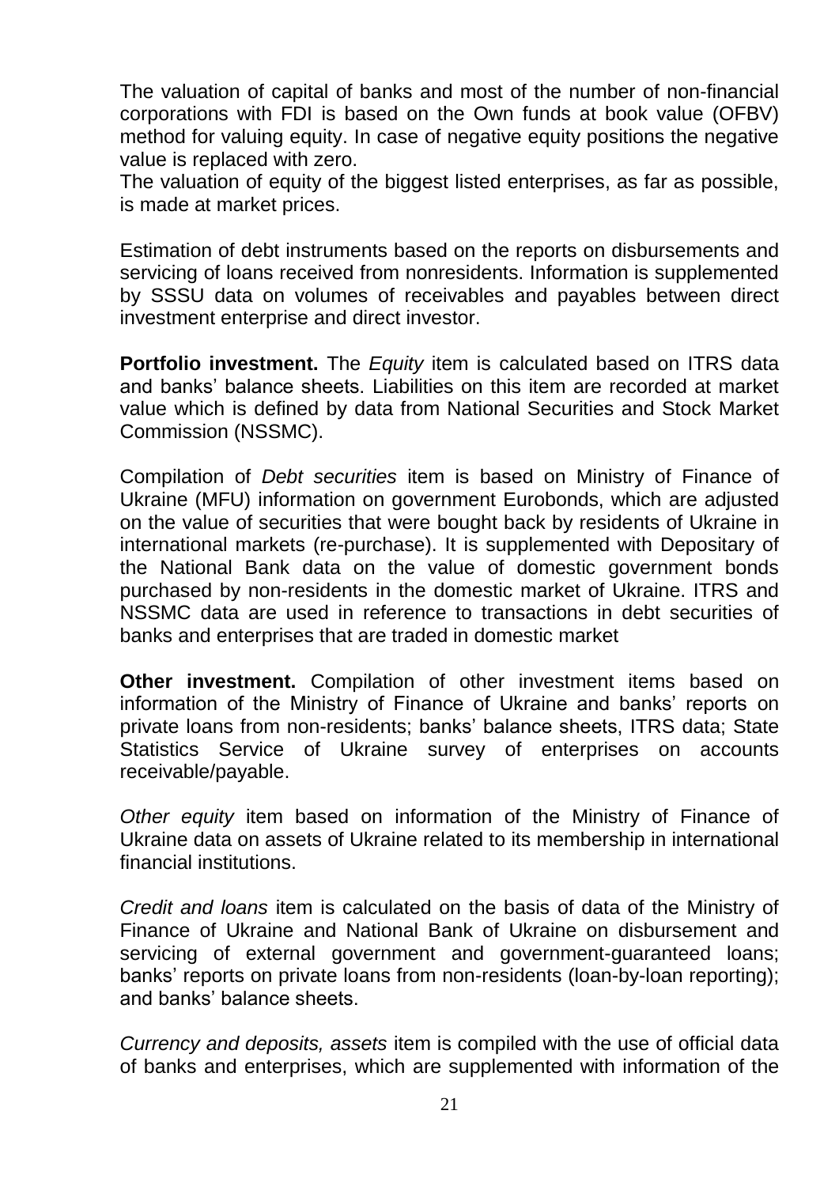The valuation of capital of banks and most of the number of non-financial corporations with FDI is based on the Own funds at book value (OFBV) method for valuing equity. In case of negative equity positions the negative value is replaced with zero.
The valuation of equity of the biggest listed enterprises, as far as possible, is made at market prices.

Estimation of debt instruments based on the reports on disbursements and servicing of loans received from nonresidents. Information is supplemented by SSSU data on volumes of receivables and payables between direct investment enterprise and direct investor.

**Portfolio investment.** The *Equity* item is calculated based on ITRS data and banks' balance sheets. Liabilities on this item are recorded at market value which is defined by data from National Securities and Stock Market Commission (NSSMC).

Compilation of *Debt securities* item is based on Ministry of Finance of Ukraine (MFU) information on government Eurobonds, which are adjusted on the value of securities that were bought back by residents of Ukraine in international markets (re-purchase). It is supplemented with Depositary of the National Bank data on the value of domestic government bonds purchased by non-residents in the domestic market of Ukraine. ITRS and NSSMC data are used in reference to transactions in debt securities of banks and enterprises that are traded in domestic market

**Other investment.** Compilation of other investment items based on information of the Ministry of Finance of Ukraine and banks' reports on private loans from non-residents; banks' balance sheets, ITRS data; State Statistics Service of Ukraine survey of enterprises on accounts receivable/payable.

*Other equity* item based on information of the Ministry of Finance of Ukraine data on assets of Ukraine related to its membership in international financial institutions.

*Credit and loans* item is calculated on the basis of data of the Ministry of Finance of Ukraine and National Bank of Ukraine on disbursement and servicing of external government and government-guaranteed loans; banks' reports on private loans from non-residents (loan-by-loan reporting); and banks' balance sheets.

*Currency and deposits, assets* item is compiled with the use of official data of banks and enterprises, which are supplemented with information of the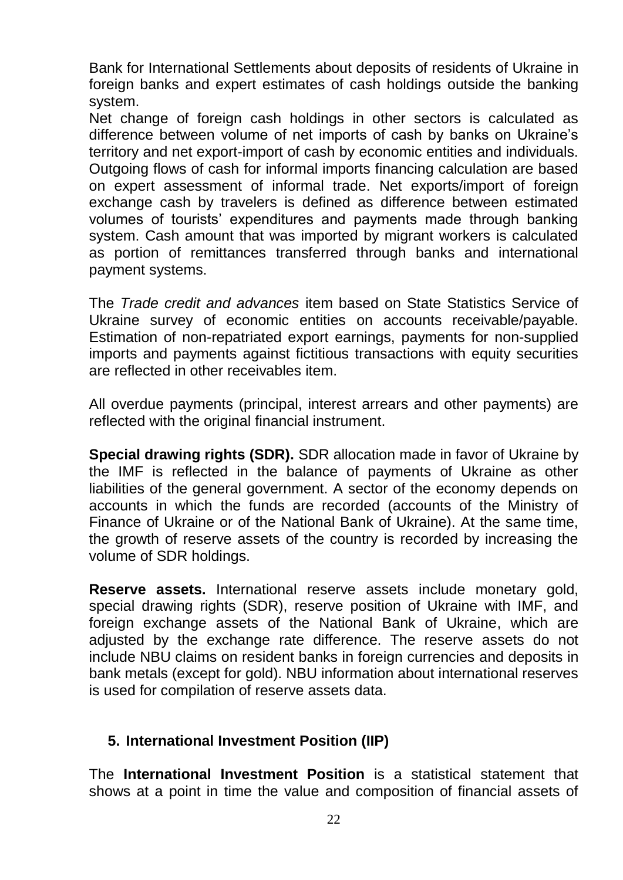Bank for International Settlements about deposits of residents of Ukraine in foreign banks and expert estimates of cash holdings outside the banking system.

Net change of foreign cash holdings in other sectors is calculated as difference between volume of net imports of cash by banks on Ukraine's territory and net export-import of cash by economic entities and individuals. Outgoing flows of cash for informal imports financing calculation are based on expert assessment of informal trade. Net exports/import of foreign exchange cash by travelers is defined as difference between estimated volumes of tourists' expenditures and payments made through banking system. Cash amount that was imported by migrant workers is calculated as portion of remittances transferred through banks and international payment systems.

The *Trade credit and advances* item based on State Statistics Service of Ukraine survey of economic entities on accounts receivable/payable. Estimation of non-repatriated export earnings, payments for non-supplied imports and payments against fictitious transactions with equity securities are reflected in other receivables item.

All overdue payments (principal, interest arrears and other payments) are reflected with the original financial instrument.

**Special drawing rights (SDR).** SDR allocation made in favor of Ukraine by the IMF is reflected in the balance of payments of Ukraine as other liabilities of the general government. A sector of the economy depends on accounts in which the funds are recorded (accounts of the Ministry of Finance of Ukraine or of the National Bank of Ukraine). At the same time, the growth of reserve assets of the country is recorded by increasing the volume of SDR holdings.

**Reserve assets.** International reserve assets include monetary gold, special drawing rights (SDR), reserve position of Ukraine with IMF, and foreign exchange assets of the National Bank of Ukraine, which are adjusted by the exchange rate difference. The reserve assets do not include NBU claims on resident banks in foreign currencies and deposits in bank metals (except for gold). NBU information about international reserves is used for compilation of reserve assets data.

## 5. International Investment Position (IIP)

The **International Investment Position** is a statistical statement that shows at a point in time the value and composition of financial assets of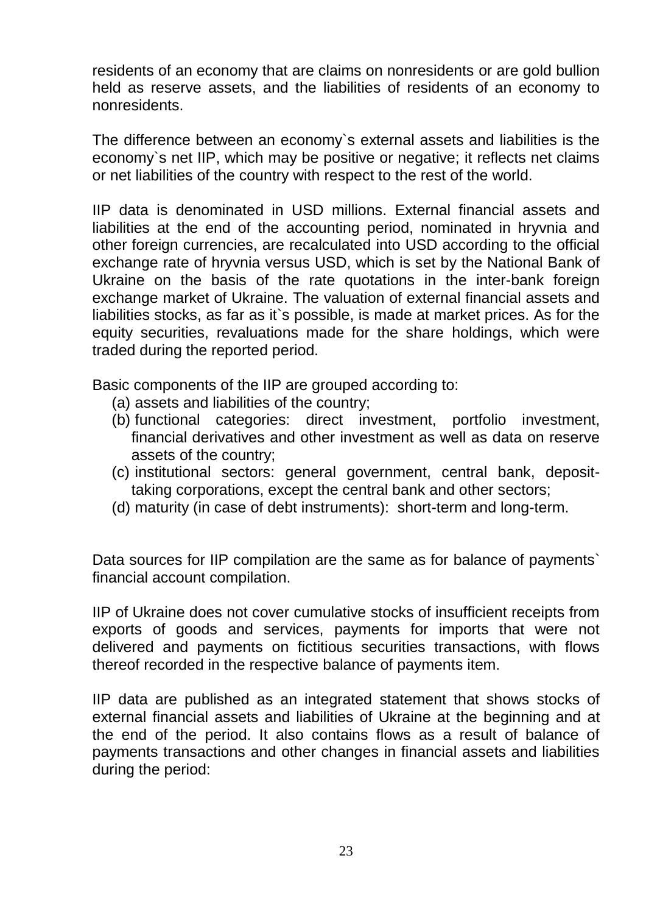residents of an economy that are claims on nonresidents or are gold bullion held as reserve assets, and the liabilities of residents of an economy to nonresidents.

The difference between an economy`s external assets and liabilities is the economy`s net IIP, which may be positive or negative; it reflects net claims or net liabilities of the country with respect to the rest of the world.

IIP data is denominated in USD millions. External financial assets and liabilities at the end of the accounting period, nominated in hryvnia and other foreign currencies, are recalculated into USD according to the official exchange rate of hryvnia versus USD, which is set by the National Bank of Ukraine on the basis of the rate quotations in the inter-bank foreign exchange market of Ukraine. The valuation of external financial assets and liabilities stocks, as far as it`s possible, is made at market prices. As for the equity securities, revaluations made for the share holdings, which were traded during the reported period.

Basic components of the IIP are grouped according to:

(a) assets and liabilities of the country;
(b) functional categories: direct investment, portfolio investment, financial derivatives and other investment as well as data on reserve assets of the country;
(c) institutional sectors: general government, central bank, deposit-taking corporations, except the central bank and other sectors;
(d) maturity (in case of debt instruments): short-term and long-term.

Data sources for IIP compilation are the same as for balance of payments` financial account compilation.

IIP of Ukraine does not cover cumulative stocks of insufficient receipts from exports of goods and services, payments for imports that were not delivered and payments on fictitious securities transactions, with flows thereof recorded in the respective balance of payments item.

IIP data are published as an integrated statement that shows stocks of external financial assets and liabilities of Ukraine at the beginning and at the end of the period. It also contains flows as a result of balance of payments transactions and other changes in financial assets and liabilities during the period: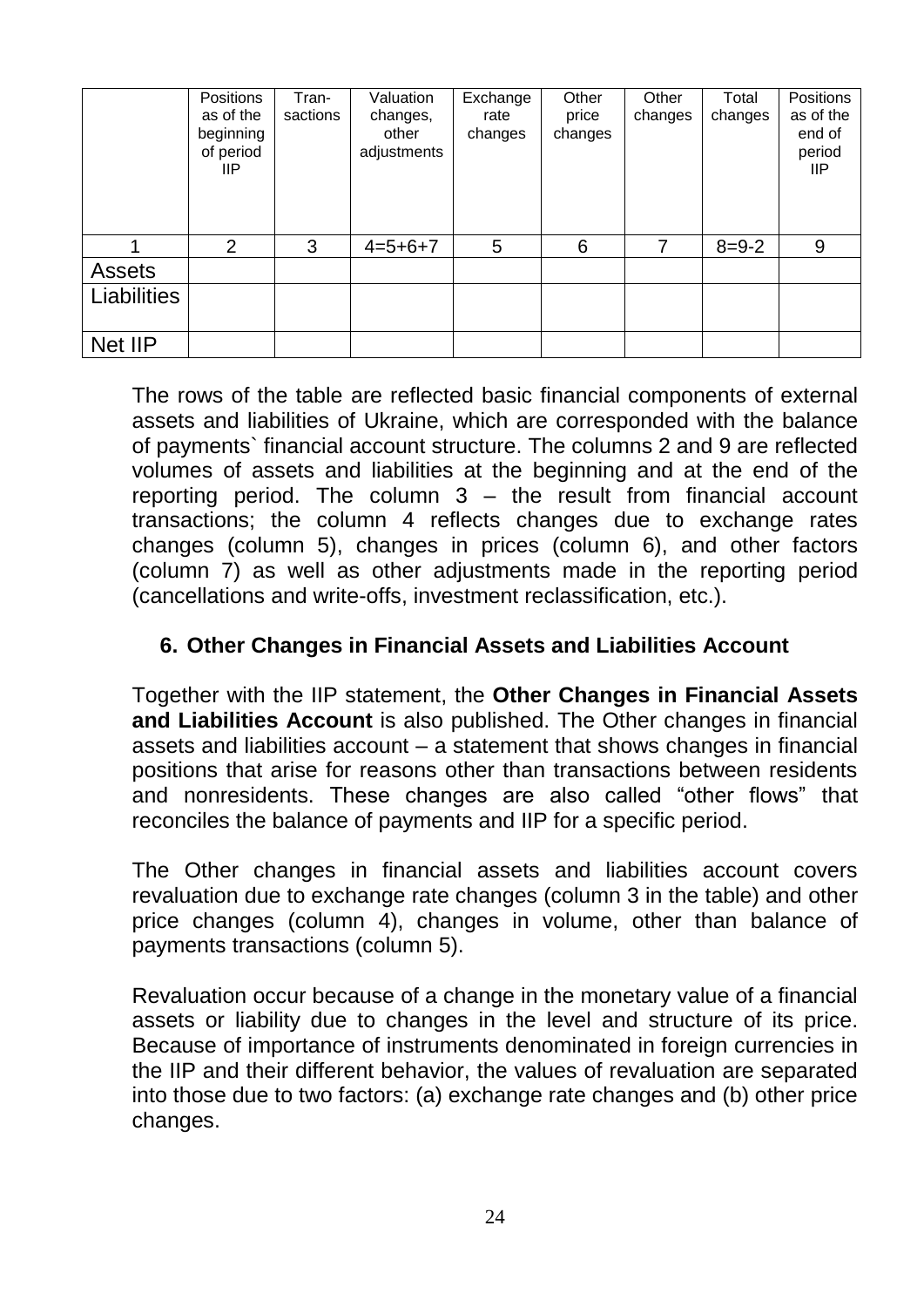| | Positions as of the beginning of period IIP | Tran-sactions | Valuation changes, other adjustments | Exchange rate changes | Other price changes | Other changes | Total changes | Positions as of the end of period IIP |
|---|---|---|---|---|---|---|---|---|
| 1 | 2 | 3 | 4=5+6+7 | 5 | 6 | 7 | 8=9-2 | 9 |
| Assets | | | | | | | | |
| Liabilities | | | | | | | | |
| Net IIP | | | | | | | | |

The rows of the table are reflected basic financial components of external assets and liabilities of Ukraine, which are corresponded with the balance of payments` financial account structure. The columns 2 and 9 are reflected volumes of assets and liabilities at the beginning and at the end of the reporting period. The column 3 – the result from financial account transactions; the column 4 reflects changes due to exchange rates changes (column 5), changes in prices (column 6), and other factors (column 7) as well as other adjustments made in the reporting period (cancellations and write-offs, investment reclassification, etc.).

## 6. Other Changes in Financial Assets and Liabilities Account

Together with the IIP statement, the **Other Changes in Financial Assets and Liabilities Account** is also published. The Other changes in financial assets and liabilities account – a statement that shows changes in financial positions that arise for reasons other than transactions between residents and nonresidents. These changes are also called "other flows" that reconciles the balance of payments and IIP for a specific period.

The Other changes in financial assets and liabilities account covers revaluation due to exchange rate changes (column 3 in the table) and other price changes (column 4), changes in volume, other than balance of payments transactions (column 5).

Revaluation occur because of a change in the monetary value of a financial assets or liability due to changes in the level and structure of its price. Because of importance of instruments denominated in foreign currencies in the IIP and their different behavior, the values of revaluation are separated into those due to two factors: (a) exchange rate changes and (b) other price changes.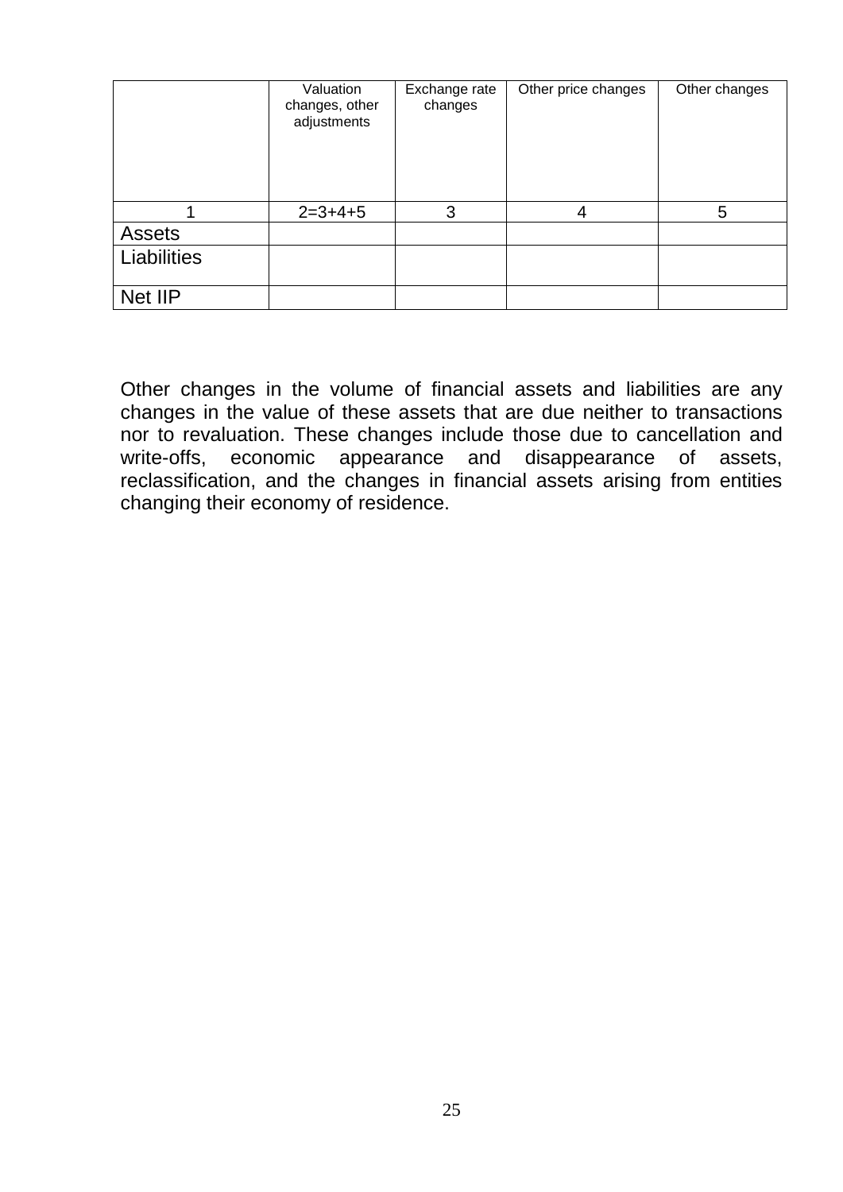| | Valuation changes, other adjustments | Exchange rate changes | Other price changes | Other changes |
|---|---|---|---|---|
| 1 | 2=3+4+5 | 3 | 4 | 5 |
| Assets | | | | |
| Liabilities | | | | |
| Net IIP | | | | |

Other changes in the volume of financial assets and liabilities are any changes in the value of these assets that are due neither to transactions nor to revaluation. These changes include those due to cancellation and write-offs, economic appearance and disappearance of assets, reclassification, and the changes in financial assets arising from entities changing their economy of residence.